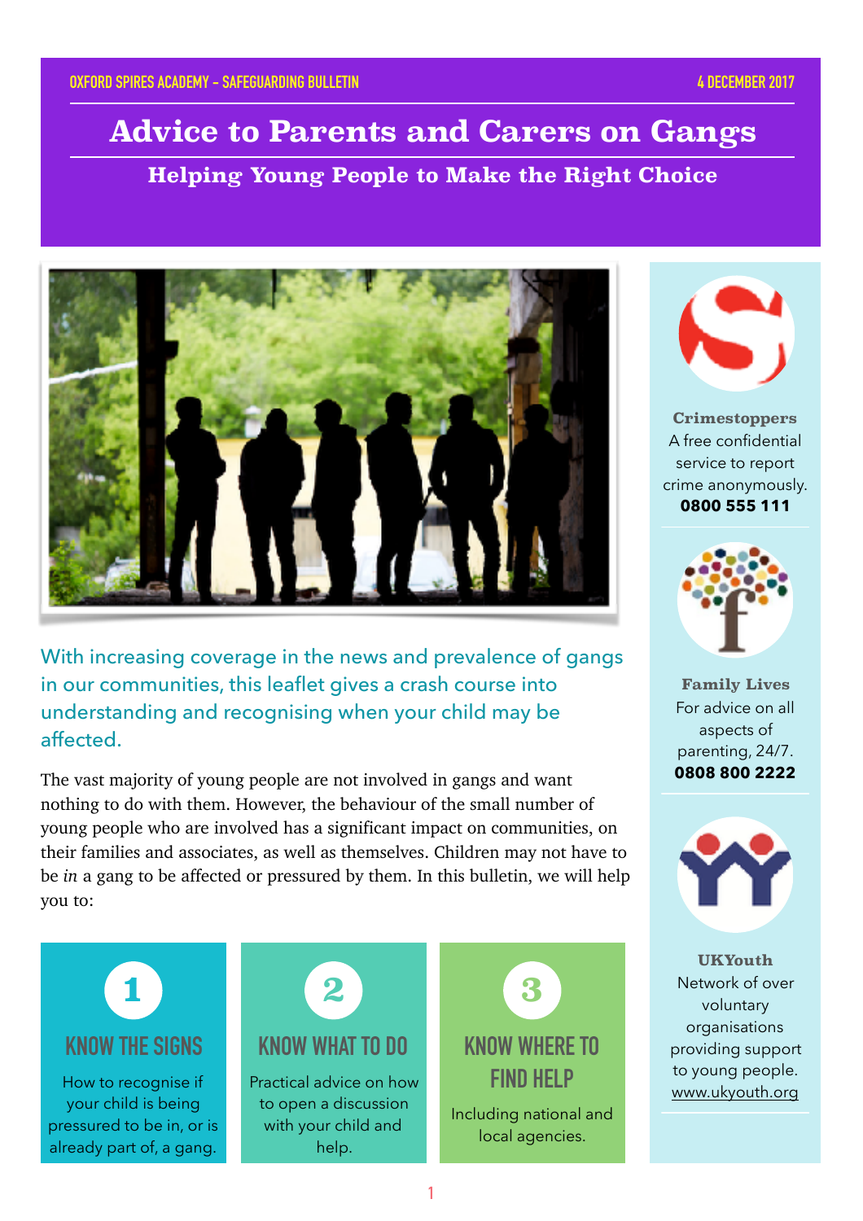OXFORD SPIRES ACADEMY - SAFEGUARDING BULLETIN

4 DECEMBER 2017

# Advice to Parents and Carers on Gangs

## Helping Young People to Make the Right Choice

With increasing coverage in the news and prevalence of gangs in our communities, this leaflet gives a crash course into understanding and recognising when your child may be affected.

The vast majority of young people are not involved in gangs and want nothing to do with them. However, the behaviour of the small number of young people who are involved has a significant impact on communities, on their families and associates, as well as themselves. Children may not have to be *in* a gang to be affected or pressured by them. In this bulletin, we will help you to:

### 1 KNOW THE SIGNS

How to recognise if your child is being pressured to be in, or is already part of, a gang.

### 2 KNOW WHAT TO DO

Practical advice on how to open a discussion with your child and help.

### 3 KNOW WHERE TO FIND HELP

Including national and local agencies.

**Crimestoppers**
A free confidential service to report crime anonymously.
**0800 555 111**

**Family Lives**
For advice on all aspects of parenting, 24/7.
**0808 800 2222**

**UKYouth**
Network of over voluntary organisations providing support to young people.
www.ukyouth.org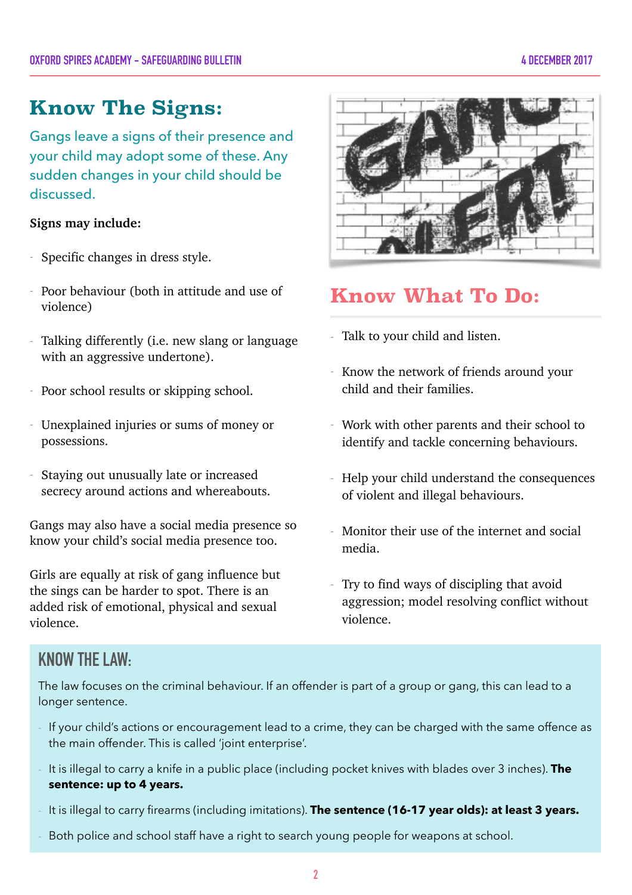## Know The Signs:

Gangs leave a signs of their presence and your child may adopt some of these. Any sudden changes in your child should be discussed.

**Signs may include:**

- Specific changes in dress style.
- Poor behaviour (both in attitude and use of violence)
- Talking differently (i.e. new slang or language with an aggressive undertone).
- Poor school results or skipping school.
- Unexplained injuries or sums of money or possessions.
- Staying out unusually late or increased secrecy around actions and whereabouts.

Gangs may also have a social media presence so know your child's social media presence too.

Girls are equally at risk of gang influence but the sings can be harder to spot. There is an added risk of emotional, physical and sexual violence.

## Know What To Do:

- Talk to your child and listen.
- Know the network of friends around your child and their families.
- Work with other parents and their school to identify and tackle concerning behaviours.
- Help your child understand the consequences of violent and illegal behaviours.
- Monitor their use of the internet and social media.
- Try to find ways of discipling that avoid aggression; model resolving conflict without violence.

## KNOW THE LAW:

The law focuses on the criminal behaviour. If an offender is part of a group or gang, this can lead to a longer sentence.

- If your child's actions or encouragement lead to a crime, they can be charged with the same offence as the main offender. This is called 'joint enterprise'.
- It is illegal to carry a knife in a public place (including pocket knives with blades over 3 inches). **The sentence: up to 4 years.**
- It is illegal to carry firearms (including imitations). **The sentence (16-17 year olds): at least 3 years.**
- Both police and school staff have a right to search young people for weapons at school.